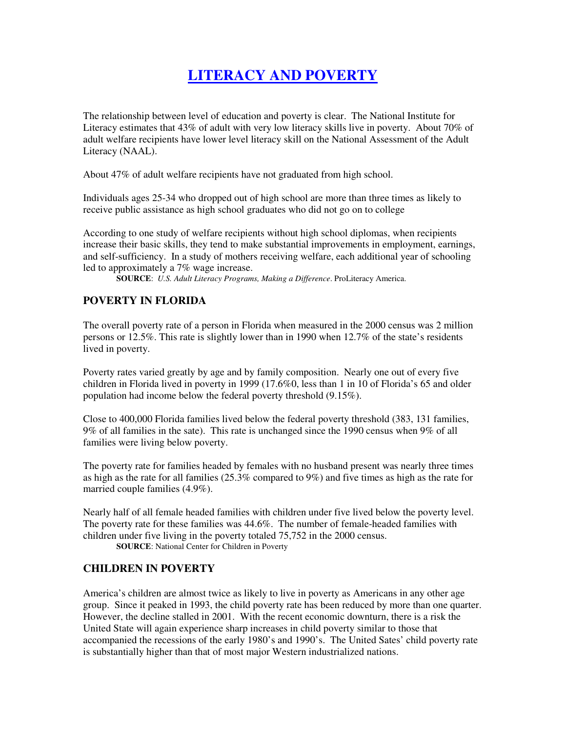# LITERACY AND POVERTY

The relationship between level of education and poverty is clear. The National Institute for Literacy estimates that 43% of adult with very low literacy skills live in poverty. About 70% of adult welfare recipients have lower level literacy skill on the National Assessment of the Adult Literacy (NAAL).

About 47% of adult welfare recipients have not graduated from high school.

Individuals ages 25-34 who dropped out of high school are more than three times as likely to receive public assistance as high school graduates who did not go on to college

According to one study of welfare recipients without high school diplomas, when recipients increase their basic skills, they tend to make substantial improvements in employment, earnings, and self-sufficiency. In a study of mothers receiving welfare, each additional year of schooling led to approximately a 7% wage increase.

**SOURCE**: *U.S. Adult Literacy Programs, Making a Difference*. ProLiteracy America.

## POVERTY IN FLORIDA

The overall poverty rate of a person in Florida when measured in the 2000 census was 2 million persons or 12.5%. This rate is slightly lower than in 1990 when 12.7% of the state's residents lived in poverty.

Poverty rates varied greatly by age and by family composition. Nearly one out of every five children in Florida lived in poverty in 1999 (17.6%0, less than 1 in 10 of Florida's 65 and older population had income below the federal poverty threshold (9.15%).

Close to 400,000 Florida families lived below the federal poverty threshold (383, 131 families, 9% of all families in the sate). This rate is unchanged since the 1990 census when 9% of all families were living below poverty.

The poverty rate for families headed by females with no husband present was nearly three times as high as the rate for all families (25.3% compared to 9%) and five times as high as the rate for married couple families (4.9%).

Nearly half of all female headed families with children under five lived below the poverty level. The poverty rate for these families was 44.6%. The number of female-headed families with children under five living in the poverty totaled 75,752 in the 2000 census.

**SOURCE**: National Center for Children in Poverty

## CHILDREN IN POVERTY

America's children are almost twice as likely to live in poverty as Americans in any other age group. Since it peaked in 1993, the child poverty rate has been reduced by more than one quarter. However, the decline stalled in 2001. With the recent economic downturn, there is a risk the United State will again experience sharp increases in child poverty similar to those that accompanied the recessions of the early 1980's and 1990's. The United Sates' child poverty rate is substantially higher than that of most major Western industrialized nations.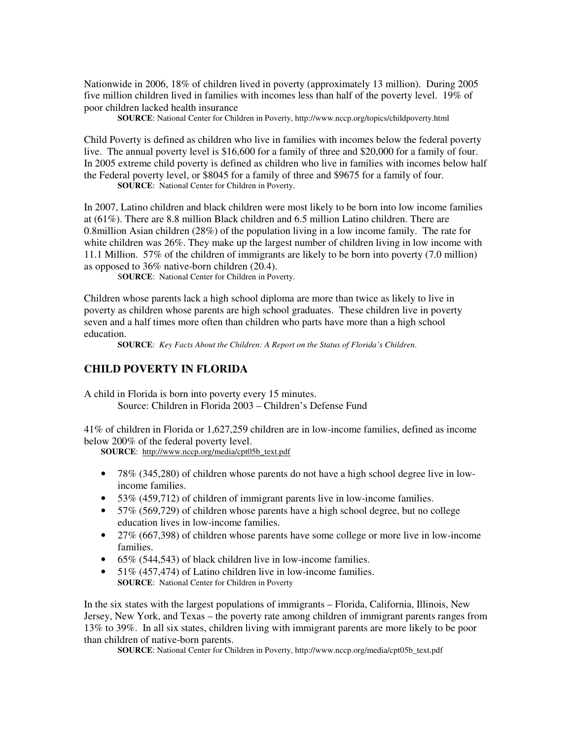Nationwide in 2006, 18% of children lived in poverty (approximately 13 million). During 2005 five million children lived in families with incomes less than half of the poverty level. 19% of poor children lacked health insurance

**SOURCE**: National Center for Children in Poverty, http://www.nccp.org/topics/childpoverty.html

Child Poverty is defined as children who live in families with incomes below the federal poverty live. The annual poverty level is $16,600 for a family of three and $20,000 for a family of four. In 2005 extreme child poverty is defined as children who live in families with incomes below half the Federal poverty level, or $8045 for a family of three and $9675 for a family of four.

**SOURCE**: National Center for Children in Poverty.

In 2007, Latino children and black children were most likely to be born into low income families at (61%). There are 8.8 million Black children and 6.5 million Latino children. There are 0.8million Asian children (28%) of the population living in a low income family. The rate for white children was 26%. They make up the largest number of children living in low income with 11.1 Million. 57% of the children of immigrants are likely to be born into poverty (7.0 million) as opposed to 36% native-born children (20.4).

**SOURCE**: National Center for Children in Poverty.

Children whose parents lack a high school diploma are more than twice as likely to live in poverty as children whose parents are high school graduates. These children live in poverty seven and a half times more often than children who parts have more than a high school education.

**SOURCE**: *Key Facts About the Children: A Report on the Status of Florida's Children*.

## CHILD POVERTY IN FLORIDA

A child in Florida is born into poverty every 15 minutes.

Source: Children in Florida 2003 – Children's Defense Fund

41% of children in Florida or 1,627,259 children are in low-income families, defined as income below 200% of the federal poverty level.

**SOURCE**: http://www.nccp.org/media/cpt05b_text.pdf

- 78% (345,280) of children whose parents do not have a high school degree live in low-income families.
- 53% (459,712) of children of immigrant parents live in low-income families.
- 57% (569,729) of children whose parents have a high school degree, but no college education lives in low-income families.
- 27% (667,398) of children whose parents have some college or more live in low-income families.
- 65% (544,543) of black children live in low-income families.
- 51% (457,474) of Latino children live in low-income families.

**SOURCE**: National Center for Children in Poverty

In the six states with the largest populations of immigrants – Florida, California, Illinois, New Jersey, New York, and Texas – the poverty rate among children of immigrant parents ranges from 13% to 39%. In all six states, children living with immigrant parents are more likely to be poor than children of native-born parents.

**SOURCE**: National Center for Children in Poverty, http://www.nccp.org/media/cpt05b_text.pdf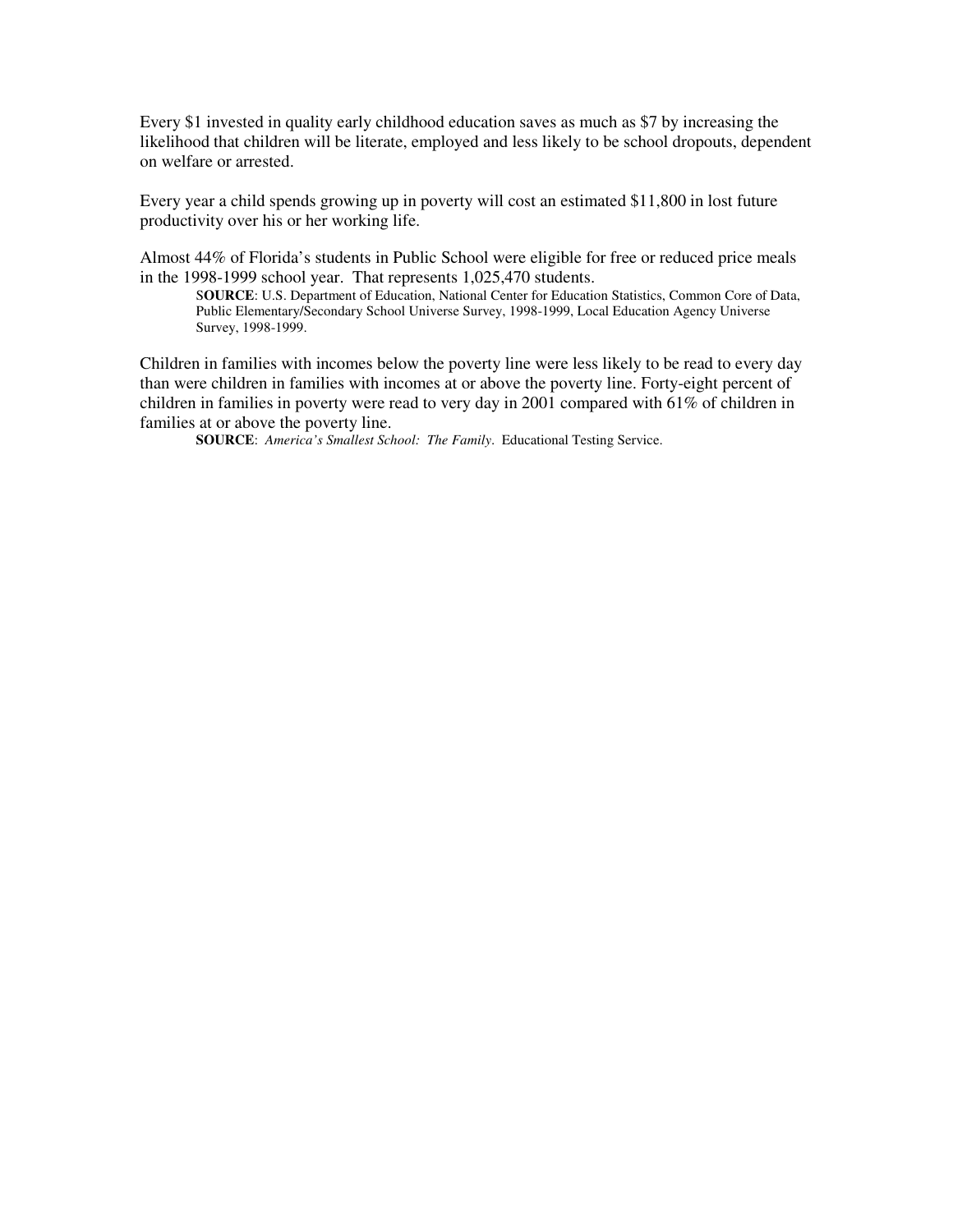Every $1 invested in quality early childhood education saves as much as $7 by increasing the likelihood that children will be literate, employed and less likely to be school dropouts, dependent on welfare or arrested.

Every year a child spends growing up in poverty will cost an estimated $11,800 in lost future productivity over his or her working life.

Almost 44% of Florida's students in Public School were eligible for free or reduced price meals in the 1998-1999 school year. That represents 1,025,470 students.

> **SOURCE**: U.S. Department of Education, National Center for Education Statistics, Common Core of Data, Public Elementary/Secondary School Universe Survey, 1998-1999, Local Education Agency Universe Survey, 1998-1999.

Children in families with incomes below the poverty line were less likely to be read to every day than were children in families with incomes at or above the poverty line. Forty-eight percent of children in families in poverty were read to very day in 2001 compared with 61% of children in families at or above the poverty line.

> **SOURCE**: *America's Smallest School: The Family*. Educational Testing Service.